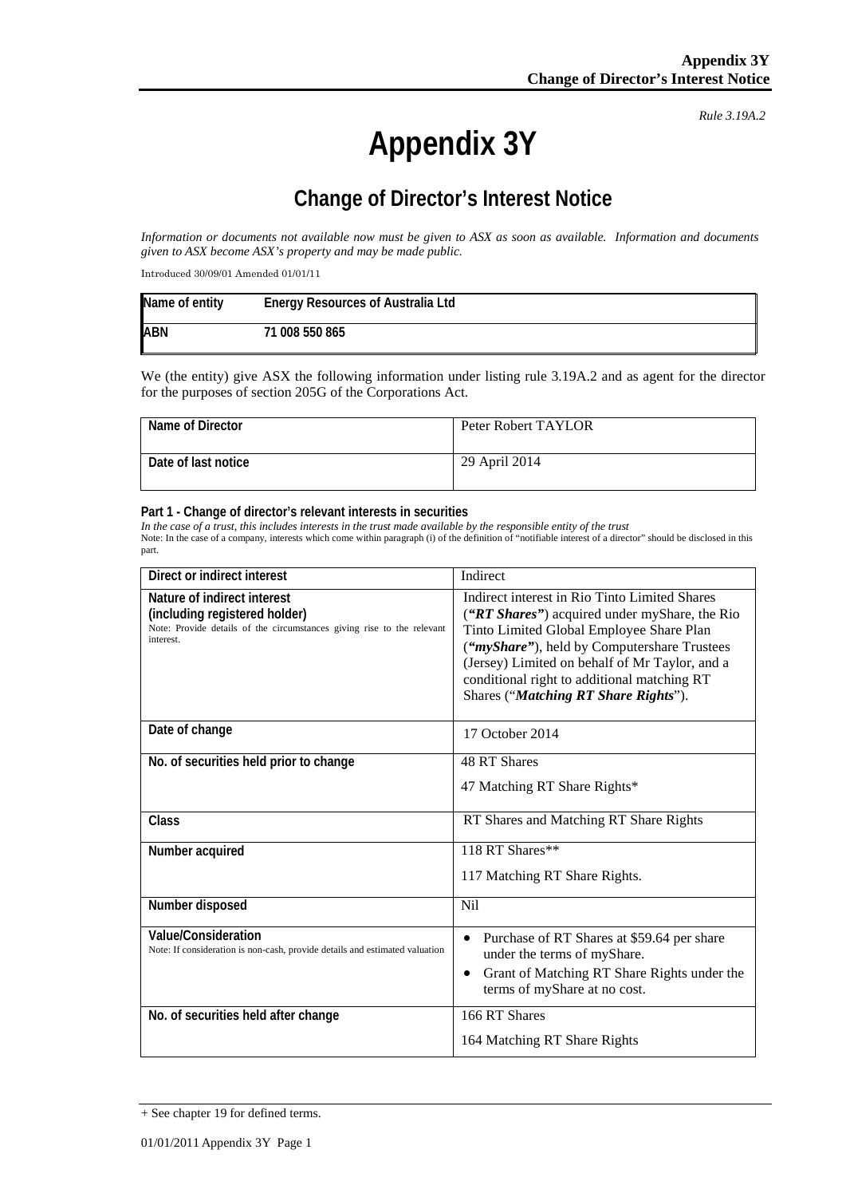*Rule 3.19A.2*

# Appendix 3Y

## Change of Director's Interest Notice

*Information or documents not available now must be given to ASX as soon as available. Information and documents given to ASX become ASX's property and may be made public.*

Introduced 30/09/01 Amended 01/01/11

| Name of entity | Energy Resources of Australia Ltd |
|---|---|
| ABN | 71 008 550 865 |

We (the entity) give ASX the following information under listing rule 3.19A.2 and as agent for the director for the purposes of section 205G of the Corporations Act.

| Name of Director | Peter Robert TAYLOR |
|---|---|
| Date of last notice | 29 April 2014 |

### Part 1 - Change of director's relevant interests in securities

*In the case of a trust, this includes interests in the trust made available by the responsible entity of the trust*

Note: In the case of a company, interests which come within paragraph (i) of the definition of "notifiable interest of a director" should be disclosed in this part.

| Direct or indirect interest | Indirect |
|---|---|
| **Nature of indirect interest (including registered holder)**<br>Note: Provide details of the circumstances giving rise to the relevant interest. | Indirect interest in Rio Tinto Limited Shares (***"RT Shares"***) acquired under myShare, the Rio Tinto Limited Global Employee Share Plan (***"myShare"***), held by Computershare Trustees (Jersey) Limited on behalf of Mr Taylor, and a conditional right to additional matching RT Shares ("***Matching RT Share Rights***"). |
| **Date of change** | 17 October 2014 |
| **No. of securities held prior to change** | 48 RT Shares<br>47 Matching RT Share Rights* |
| **Class** | RT Shares and Matching RT Share Rights |
| **Number acquired** | 118 RT Shares**<br>117 Matching RT Share Rights. |
| **Number disposed** | Nil |
| **Value/Consideration**<br>Note: If consideration is non-cash, provide details and estimated valuation | • Purchase of RT Shares at $59.64 per share under the terms of myShare.<br>• Grant of Matching RT Share Rights under the terms of myShare at no cost. |
| **No. of securities held after change** | 166 RT Shares<br>164 Matching RT Share Rights |

+ See chapter 19 for defined terms.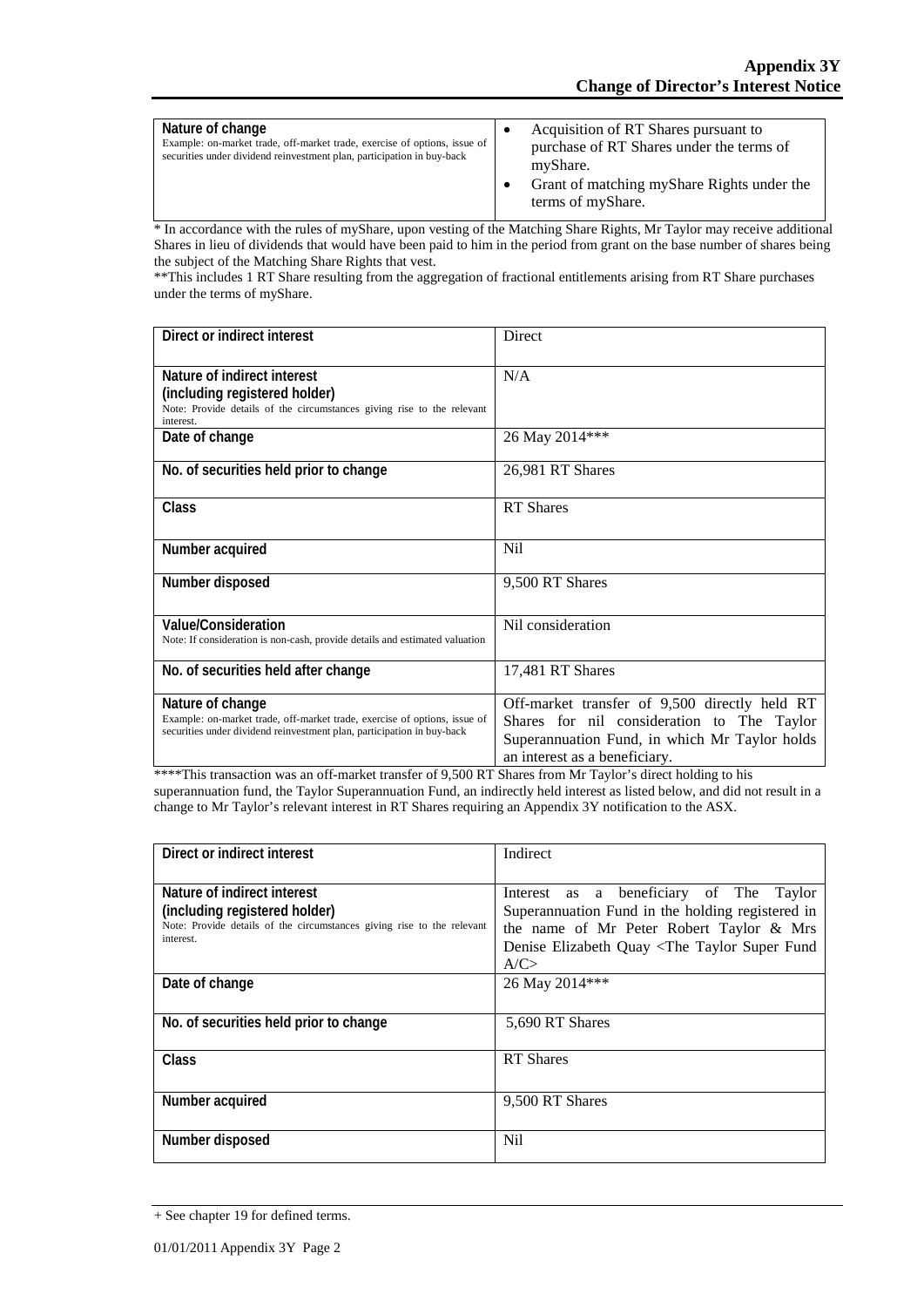| | |
|---|---|
| **Nature of change**<br>Example: on-market trade, off-market trade, exercise of options, issue of securities under dividend reinvestment plan, participation in buy-back | • Acquisition of RT Shares pursuant to purchase of RT Shares under the terms of myShare.<br>• Grant of matching myShare Rights under the terms of myShare. |

* In accordance with the rules of myShare, upon vesting of the Matching Share Rights, Mr Taylor may receive additional Shares in lieu of dividends that would have been paid to him in the period from grant on the base number of shares being the subject of the Matching Share Rights that vest.

**This includes 1 RT Share resulting from the aggregation of fractional entitlements arising from RT Share purchases under the terms of myShare.

| | |
|---|---|
| **Direct or indirect interest** | Direct |
| **Nature of indirect interest (including registered holder)**<br>Note: Provide details of the circumstances giving rise to the relevant interest. | N/A |
| **Date of change** | 26 May 2014*** |
| **No. of securities held prior to change** | 26,981 RT Shares |
| **Class** | RT Shares |
| **Number acquired** | Nil |
| **Number disposed** | 9,500 RT Shares |
| **Value/Consideration**<br>Note: If consideration is non-cash, provide details and estimated valuation | Nil consideration |
| **No. of securities held after change** | 17,481 RT Shares |
| **Nature of change**<br>Example: on-market trade, off-market trade, exercise of options, issue of securities under dividend reinvestment plan, participation in buy-back | Off-market transfer of 9,500 directly held RT Shares for nil consideration to The Taylor Superannuation Fund, in which Mr Taylor holds an interest as a beneficiary. |

****This transaction was an off-market transfer of 9,500 RT Shares from Mr Taylor's direct holding to his superannuation fund, the Taylor Superannuation Fund, an indirectly held interest as listed below, and did not result in a change to Mr Taylor's relevant interest in RT Shares requiring an Appendix 3Y notification to the ASX.

| | |
|---|---|
| **Direct or indirect interest** | Indirect |
| **Nature of indirect interest (including registered holder)**<br>Note: Provide details of the circumstances giving rise to the relevant interest. | Interest as a beneficiary of The Taylor Superannuation Fund in the holding registered in the name of Mr Peter Robert Taylor & Mrs Denise Elizabeth Quay <The Taylor Super Fund A/C> |
| **Date of change** | 26 May 2014*** |
| **No. of securities held prior to change** | 5,690 RT Shares |
| **Class** | RT Shares |
| **Number acquired** | 9,500 RT Shares |
| **Number disposed** | Nil |

+ See chapter 19 for defined terms.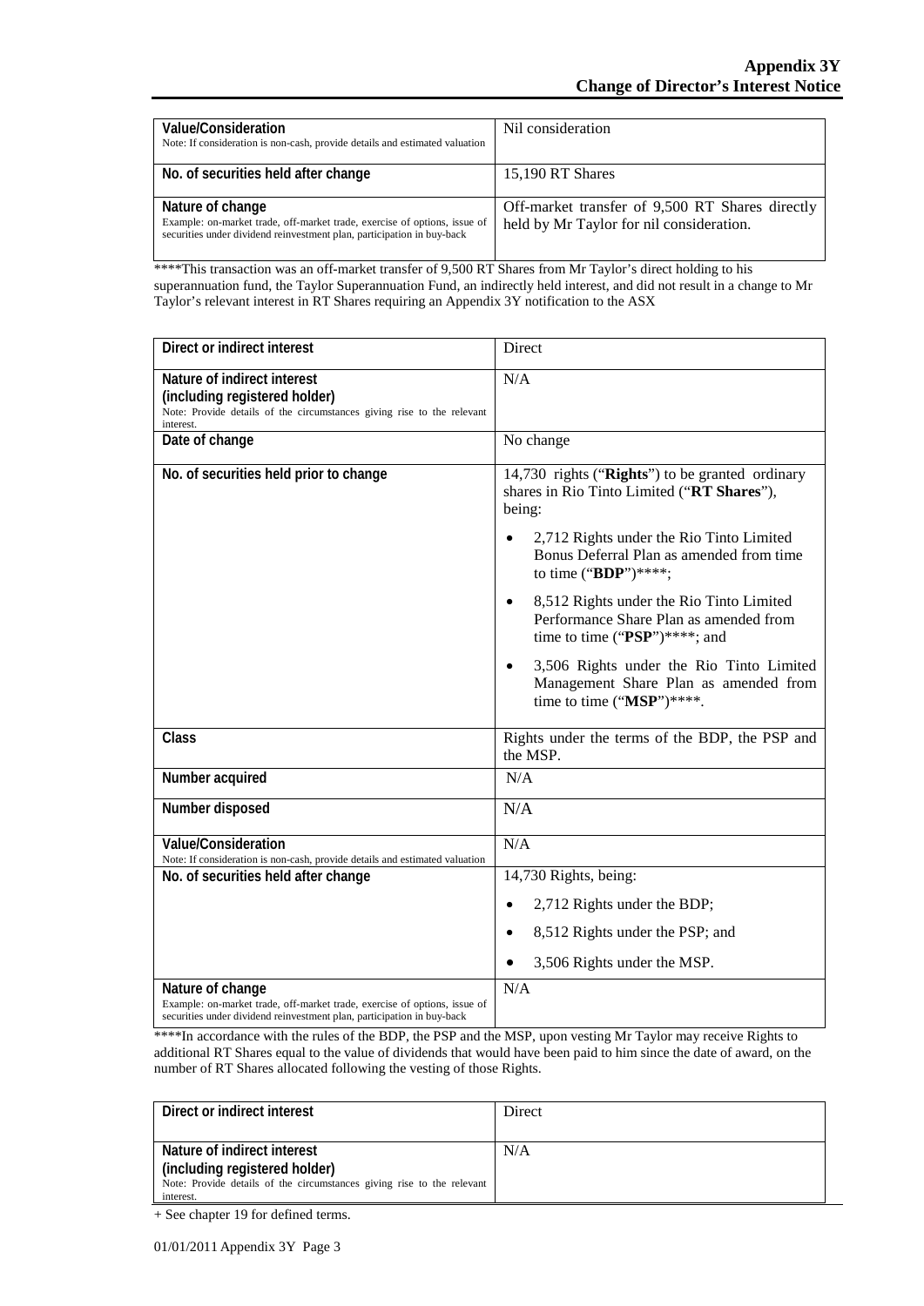| Value/Consideration<br>Note: If consideration is non-cash, provide details and estimated valuation | Nil consideration |
|---|---|
| No. of securities held after change | 15,190 RT Shares |
| Nature of change<br>Example: on-market trade, off-market trade, exercise of options, issue of securities under dividend reinvestment plan, participation in buy-back | Off-market transfer of 9,500 RT Shares directly held by Mr Taylor for nil consideration. |

****This transaction was an off-market transfer of 9,500 RT Shares from Mr Taylor's direct holding to his superannuation fund, the Taylor Superannuation Fund, an indirectly held interest, and did not result in a change to Mr Taylor's relevant interest in RT Shares requiring an Appendix 3Y notification to the ASX

| Direct or indirect interest | Direct |
|---|---|
| Nature of indirect interest<br>(including registered holder)<br>Note: Provide details of the circumstances giving rise to the relevant interest. | N/A |
| Date of change | No change |
| No. of securities held prior to change | 14,730 rights ("**Rights**") to be granted ordinary shares in Rio Tinto Limited ("**RT Shares**"), being:<br>• 2,712 Rights under the Rio Tinto Limited Bonus Deferral Plan as amended from time to time ("**BDP**")****;<br>• 8,512 Rights under the Rio Tinto Limited Performance Share Plan as amended from time to time ("**PSP**")****; and<br>• 3,506 Rights under the Rio Tinto Limited Management Share Plan as amended from time to time ("**MSP**")****. |
| Class | Rights under the terms of the BDP, the PSP and the MSP. |
| Number acquired | N/A |
| Number disposed | N/A |
| Value/Consideration<br>Note: If consideration is non-cash, provide details and estimated valuation | N/A |
| No. of securities held after change | 14,730 Rights, being:<br>• 2,712 Rights under the BDP;<br>• 8,512 Rights under the PSP; and<br>• 3,506 Rights under the MSP. |
| Nature of change<br>Example: on-market trade, off-market trade, exercise of options, issue of securities under dividend reinvestment plan, participation in buy-back | N/A |

****In accordance with the rules of the BDP, the PSP and the MSP, upon vesting Mr Taylor may receive Rights to additional RT Shares equal to the value of dividends that would have been paid to him since the date of award, on the number of RT Shares allocated following the vesting of those Rights.

| Direct or indirect interest | Direct |
|---|---|
| Nature of indirect interest<br>(including registered holder)<br>Note: Provide details of the circumstances giving rise to the relevant interest. | N/A |

+ See chapter 19 for defined terms.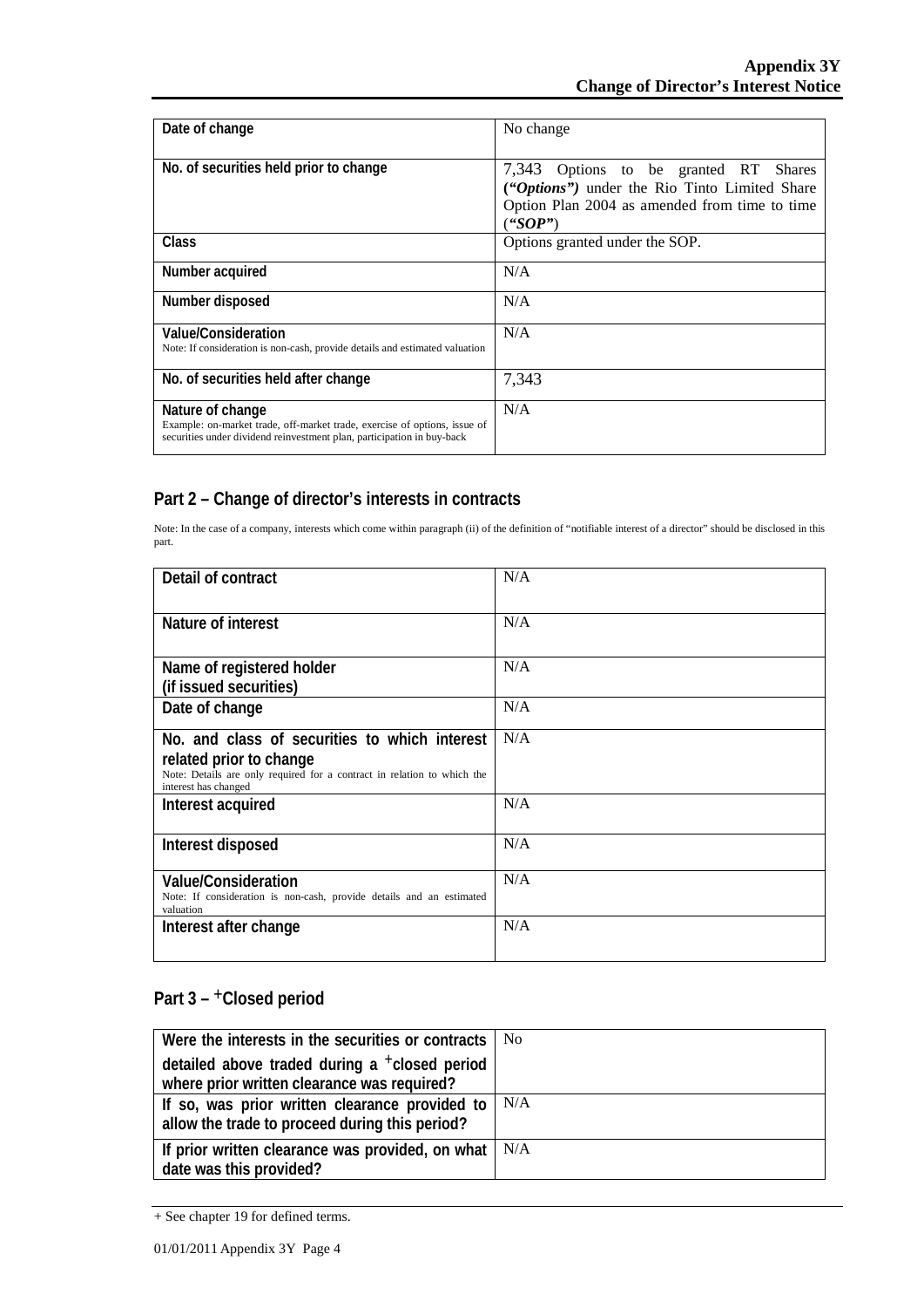| | |
|---|---|
| Date of change | No change |
| No. of securities held prior to change | 7,343 Options to be granted RT Shares (*"Options"*) under the Rio Tinto Limited Share Option Plan 2004 as amended from time to time (*"SOP"*) |
| Class | Options granted under the SOP. |
| Number acquired | N/A |
| Number disposed | N/A |
| Value/Consideration<br>Note: If consideration is non-cash, provide details and estimated valuation | N/A |
| No. of securities held after change | 7,343 |
| Nature of change<br>Example: on-market trade, off-market trade, exercise of options, issue of securities under dividend reinvestment plan, participation in buy-back | N/A |

## Part 2 – Change of director's interests in contracts

Note: In the case of a company, interests which come within paragraph (ii) of the definition of "notifiable interest of a director" should be disclosed in this part.

| | |
|---|---|
| Detail of contract | N/A |
| Nature of interest | N/A |
| Name of registered holder<br>(if issued securities) | N/A |
| Date of change | N/A |
| No. and class of securities to which interest related prior to change<br>Note: Details are only required for a contract in relation to which the interest has changed | N/A |
| Interest acquired | N/A |
| Interest disposed | N/A |
| Value/Consideration<br>Note: If consideration is non-cash, provide details and an estimated valuation | N/A |
| Interest after change | N/A |

## Part 3 – +Closed period

| | |
|---|---|
| Were the interests in the securities or contracts detailed above traded during a +closed period where prior written clearance was required? | No |
| If so, was prior written clearance provided to allow the trade to proceed during this period? | N/A |
| If prior written clearance was provided, on what date was this provided? | N/A |

+ See chapter 19 for defined terms.